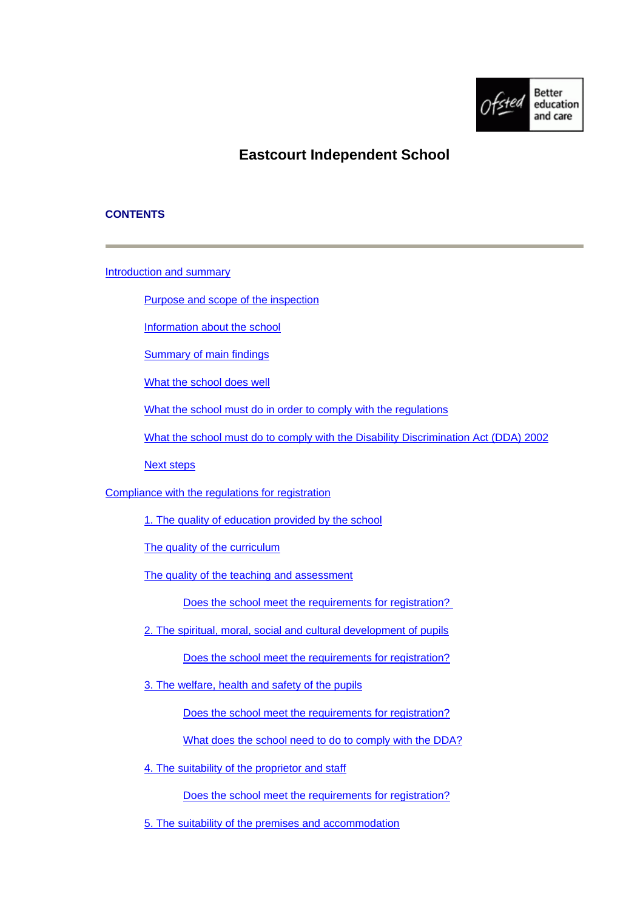# Eastcourt Independent School

## CONTENTS

---

Introduction and summary

- Purpose and scope of the inspection
- Information about the school
- Summary of main findings
- What the school does well
- What the school must do in order to comply with the regulations
- What the school must do to comply with the Disability Discrimination Act (DDA) 2002
- Next steps

Compliance with the regulations for registration

- 1. The quality of education provided by the school
- The quality of the curriculum
- The quality of the teaching and assessment
  - Does the school meet the requirements for registration?
- 2. The spiritual, moral, social and cultural development of pupils
  - Does the school meet the requirements for registration?
- 3. The welfare, health and safety of the pupils
  - Does the school meet the requirements for registration?
  - What does the school need to do to comply with the DDA?
- 4. The suitability of the proprietor and staff
  - Does the school meet the requirements for registration?
- 5. The suitability of the premises and accommodation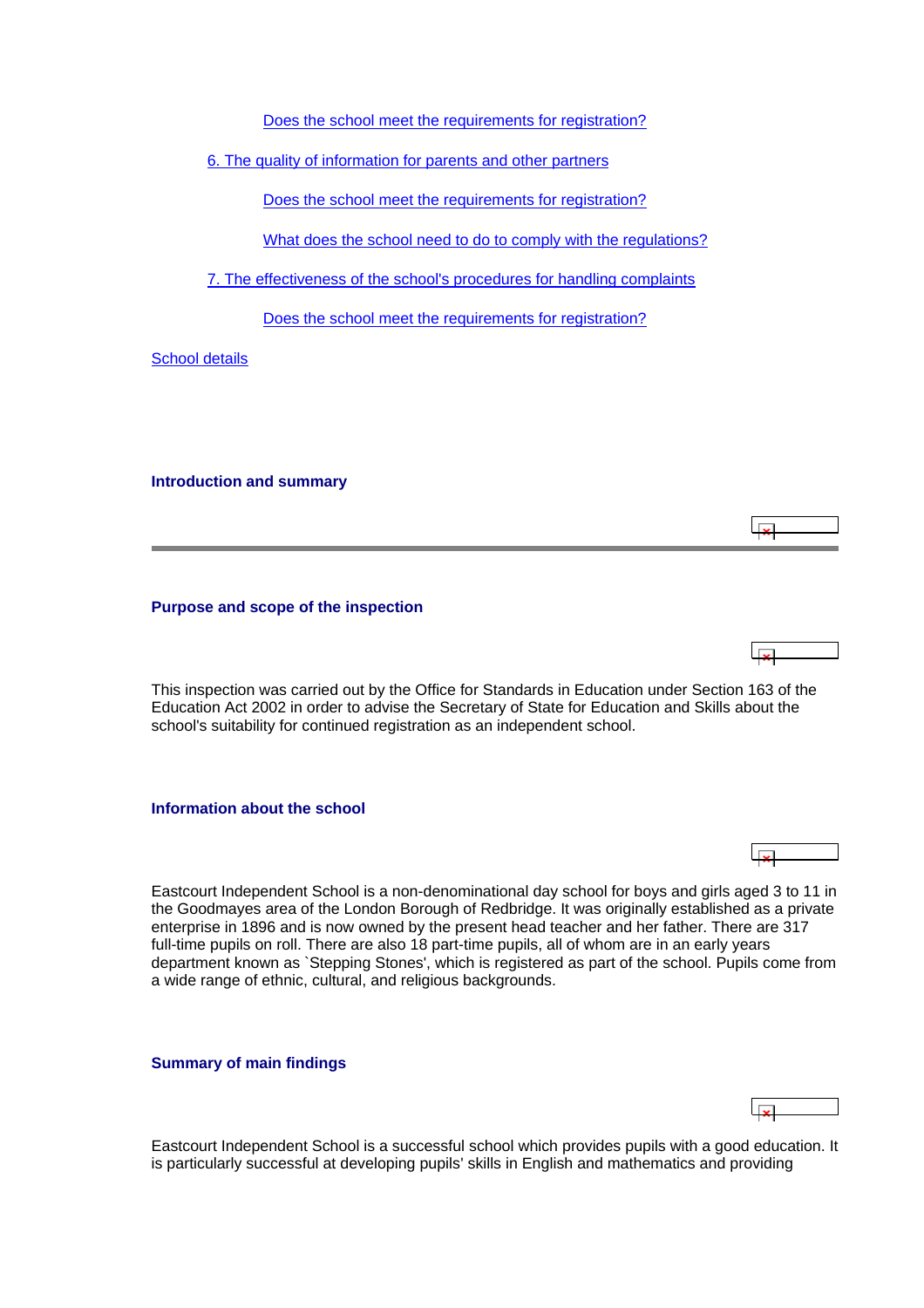Does the school meet the requirements for registration?

6. The quality of information for parents and other partners

Does the school meet the requirements for registration?

What does the school need to do to comply with the regulations?

7. The effectiveness of the school's procedures for handling complaints

Does the school meet the requirements for registration?

School details

## Introduction and summary

---

### Purpose and scope of the inspection

This inspection was carried out by the Office for Standards in Education under Section 163 of the Education Act 2002 in order to advise the Secretary of State for Education and Skills about the school's suitability for continued registration as an independent school.

### Information about the school

Eastcourt Independent School is a non-denominational day school for boys and girls aged 3 to 11 in the Goodmayes area of the London Borough of Redbridge. It was originally established as a private enterprise in 1896 and is now owned by the present head teacher and her father. There are 317 full-time pupils on roll. There are also 18 part-time pupils, all of whom are in an early years department known as `Stepping Stones', which is registered as part of the school. Pupils come from a wide range of ethnic, cultural, and religious backgrounds.

### Summary of main findings

Eastcourt Independent School is a successful school which provides pupils with a good education. It is particularly successful at developing pupils' skills in English and mathematics and providing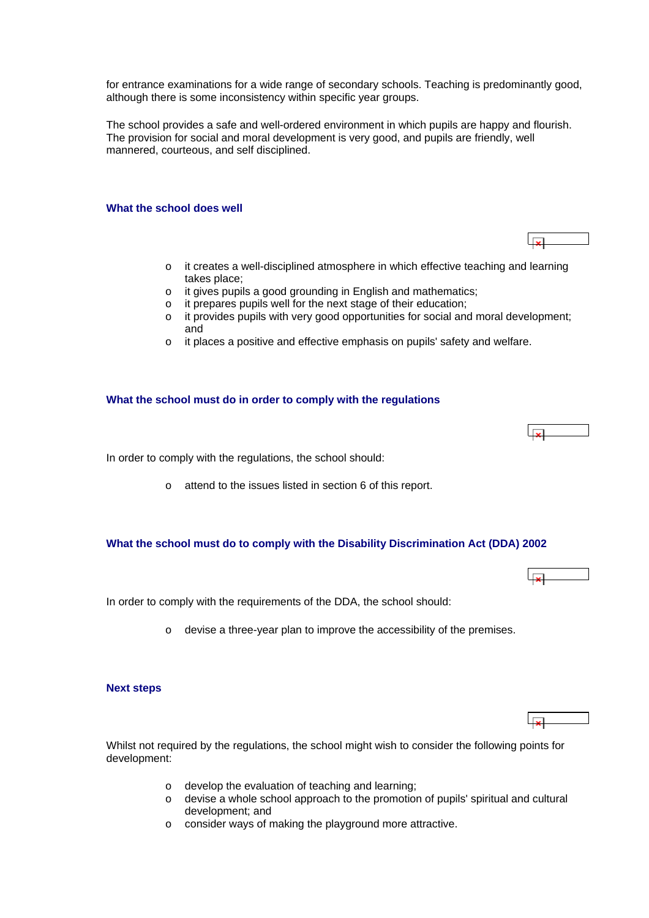for entrance examinations for a wide range of secondary schools. Teaching is predominantly good, although there is some inconsistency within specific year groups.

The school provides a safe and well-ordered environment in which pupils are happy and flourish. The provision for social and moral development is very good, and pupils are friendly, well mannered, courteous, and self disciplined.

### What the school does well

- it creates a well-disciplined atmosphere in which effective teaching and learning takes place;
- it gives pupils a good grounding in English and mathematics;
- it prepares pupils well for the next stage of their education;
- it provides pupils with very good opportunities for social and moral development; and
- it places a positive and effective emphasis on pupils' safety and welfare.

### What the school must do in order to comply with the regulations

In order to comply with the regulations, the school should:

- attend to the issues listed in section 6 of this report.

### What the school must do to comply with the Disability Discrimination Act (DDA) 2002

In order to comply with the requirements of the DDA, the school should:

- devise a three-year plan to improve the accessibility of the premises.

### Next steps

Whilst not required by the regulations, the school might wish to consider the following points for development:

- develop the evaluation of teaching and learning;
- devise a whole school approach to the promotion of pupils' spiritual and cultural development; and
- consider ways of making the playground more attractive.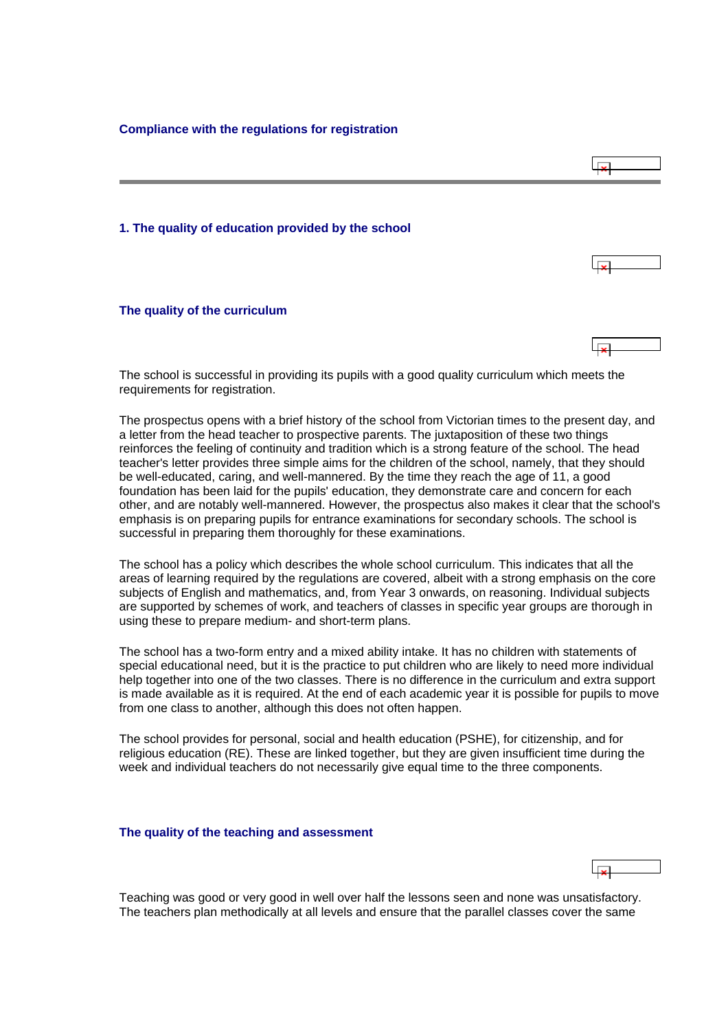## Compliance with the regulations for registration

### 1. The quality of education provided by the school

#### The quality of the curriculum

The school is successful in providing its pupils with a good quality curriculum which meets the requirements for registration.

The prospectus opens with a brief history of the school from Victorian times to the present day, and a letter from the head teacher to prospective parents. The juxtaposition of these two things reinforces the feeling of continuity and tradition which is a strong feature of the school. The head teacher's letter provides three simple aims for the children of the school, namely, that they should be well-educated, caring, and well-mannered. By the time they reach the age of 11, a good foundation has been laid for the pupils' education, they demonstrate care and concern for each other, and are notably well-mannered. However, the prospectus also makes it clear that the school's emphasis is on preparing pupils for entrance examinations for secondary schools. The school is successful in preparing them thoroughly for these examinations.

The school has a policy which describes the whole school curriculum. This indicates that all the areas of learning required by the regulations are covered, albeit with a strong emphasis on the core subjects of English and mathematics, and, from Year 3 onwards, on reasoning. Individual subjects are supported by schemes of work, and teachers of classes in specific year groups are thorough in using these to prepare medium- and short-term plans.

The school has a two-form entry and a mixed ability intake. It has no children with statements of special educational need, but it is the practice to put children who are likely to need more individual help together into one of the two classes. There is no difference in the curriculum and extra support is made available as it is required. At the end of each academic year it is possible for pupils to move from one class to another, although this does not often happen.

The school provides for personal, social and health education (PSHE), for citizenship, and for religious education (RE). These are linked together, but they are given insufficient time during the week and individual teachers do not necessarily give equal time to the three components.

#### The quality of the teaching and assessment

Teaching was good or very good in well over half the lessons seen and none was unsatisfactory. The teachers plan methodically at all levels and ensure that the parallel classes cover the same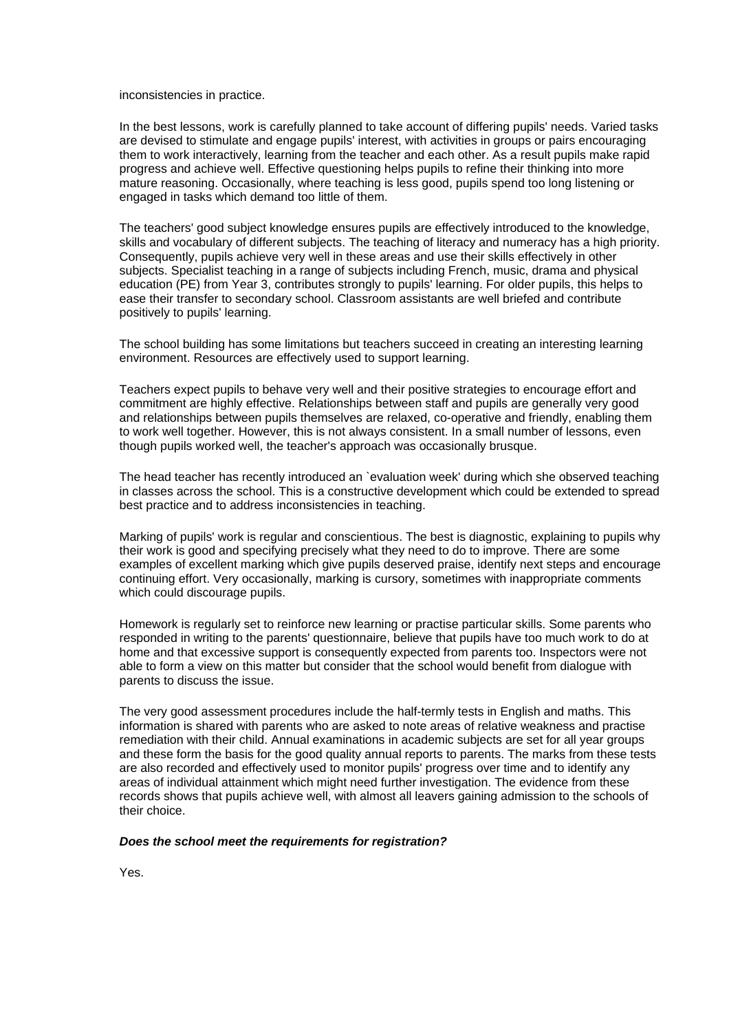inconsistencies in practice.

In the best lessons, work is carefully planned to take account of differing pupils' needs. Varied tasks are devised to stimulate and engage pupils' interest, with activities in groups or pairs encouraging them to work interactively, learning from the teacher and each other. As a result pupils make rapid progress and achieve well. Effective questioning helps pupils to refine their thinking into more mature reasoning. Occasionally, where teaching is less good, pupils spend too long listening or engaged in tasks which demand too little of them.

The teachers' good subject knowledge ensures pupils are effectively introduced to the knowledge, skills and vocabulary of different subjects. The teaching of literacy and numeracy has a high priority. Consequently, pupils achieve very well in these areas and use their skills effectively in other subjects. Specialist teaching in a range of subjects including French, music, drama and physical education (PE) from Year 3, contributes strongly to pupils' learning. For older pupils, this helps to ease their transfer to secondary school. Classroom assistants are well briefed and contribute positively to pupils' learning.

The school building has some limitations but teachers succeed in creating an interesting learning environment. Resources are effectively used to support learning.

Teachers expect pupils to behave very well and their positive strategies to encourage effort and commitment are highly effective. Relationships between staff and pupils are generally very good and relationships between pupils themselves are relaxed, co-operative and friendly, enabling them to work well together. However, this is not always consistent. In a small number of lessons, even though pupils worked well, the teacher's approach was occasionally brusque.

The head teacher has recently introduced an `evaluation week' during which she observed teaching in classes across the school. This is a constructive development which could be extended to spread best practice and to address inconsistencies in teaching.

Marking of pupils' work is regular and conscientious. The best is diagnostic, explaining to pupils why their work is good and specifying precisely what they need to do to improve. There are some examples of excellent marking which give pupils deserved praise, identify next steps and encourage continuing effort. Very occasionally, marking is cursory, sometimes with inappropriate comments which could discourage pupils.

Homework is regularly set to reinforce new learning or practise particular skills. Some parents who responded in writing to the parents' questionnaire, believe that pupils have too much work to do at home and that excessive support is consequently expected from parents too. Inspectors were not able to form a view on this matter but consider that the school would benefit from dialogue with parents to discuss the issue.

The very good assessment procedures include the half-termly tests in English and maths. This information is shared with parents who are asked to note areas of relative weakness and practise remediation with their child. Annual examinations in academic subjects are set for all year groups and these form the basis for the good quality annual reports to parents. The marks from these tests are also recorded and effectively used to monitor pupils' progress over time and to identify any areas of individual attainment which might need further investigation. The evidence from these records shows that pupils achieve well, with almost all leavers gaining admission to the schools of their choice.

***Does the school meet the requirements for registration?***

Yes.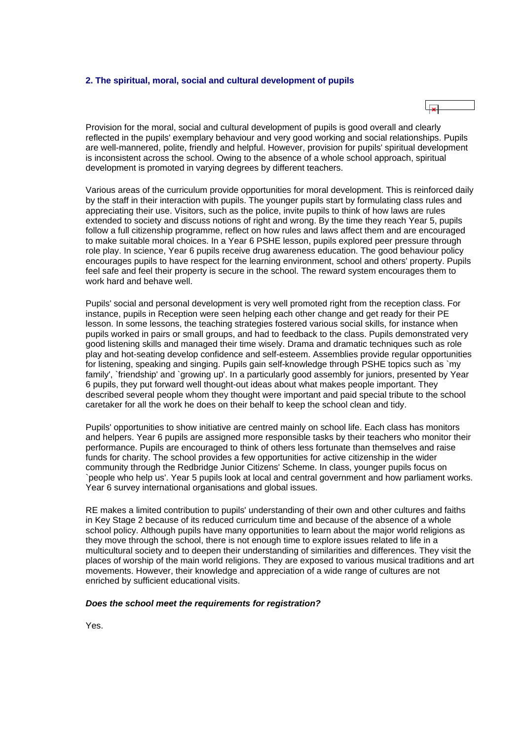## 2. The spiritual, moral, social and cultural development of pupils

Provision for the moral, social and cultural development of pupils is good overall and clearly reflected in the pupils' exemplary behaviour and very good working and social relationships. Pupils are well-mannered, polite, friendly and helpful. However, provision for pupils' spiritual development is inconsistent across the school. Owing to the absence of a whole school approach, spiritual development is promoted in varying degrees by different teachers.

Various areas of the curriculum provide opportunities for moral development. This is reinforced daily by the staff in their interaction with pupils. The younger pupils start by formulating class rules and appreciating their use. Visitors, such as the police, invite pupils to think of how laws are rules extended to society and discuss notions of right and wrong. By the time they reach Year 5, pupils follow a full citizenship programme, reflect on how rules and laws affect them and are encouraged to make suitable moral choices. In a Year 6 PSHE lesson, pupils explored peer pressure through role play. In science, Year 6 pupils receive drug awareness education. The good behaviour policy encourages pupils to have respect for the learning environment, school and others' property. Pupils feel safe and feel their property is secure in the school. The reward system encourages them to work hard and behave well.

Pupils' social and personal development is very well promoted right from the reception class. For instance, pupils in Reception were seen helping each other change and get ready for their PE lesson. In some lessons, the teaching strategies fostered various social skills, for instance when pupils worked in pairs or small groups, and had to feedback to the class. Pupils demonstrated very good listening skills and managed their time wisely. Drama and dramatic techniques such as role play and hot-seating develop confidence and self-esteem. Assemblies provide regular opportunities for listening, speaking and singing. Pupils gain self-knowledge through PSHE topics such as `my family', `friendship' and `growing up'. In a particularly good assembly for juniors, presented by Year 6 pupils, they put forward well thought-out ideas about what makes people important. They described several people whom they thought were important and paid special tribute to the school caretaker for all the work he does on their behalf to keep the school clean and tidy.

Pupils' opportunities to show initiative are centred mainly on school life. Each class has monitors and helpers. Year 6 pupils are assigned more responsible tasks by their teachers who monitor their performance. Pupils are encouraged to think of others less fortunate than themselves and raise funds for charity. The school provides a few opportunities for active citizenship in the wider community through the Redbridge Junior Citizens' Scheme. In class, younger pupils focus on `people who help us'. Year 5 pupils look at local and central government and how parliament works. Year 6 survey international organisations and global issues.

RE makes a limited contribution to pupils' understanding of their own and other cultures and faiths in Key Stage 2 because of its reduced curriculum time and because of the absence of a whole school policy. Although pupils have many opportunities to learn about the major world religions as they move through the school, there is not enough time to explore issues related to life in a multicultural society and to deepen their understanding of similarities and differences. They visit the places of worship of the main world religions. They are exposed to various musical traditions and art movements. However, their knowledge and appreciation of a wide range of cultures are not enriched by sufficient educational visits.

***Does the school meet the requirements for registration?***

Yes.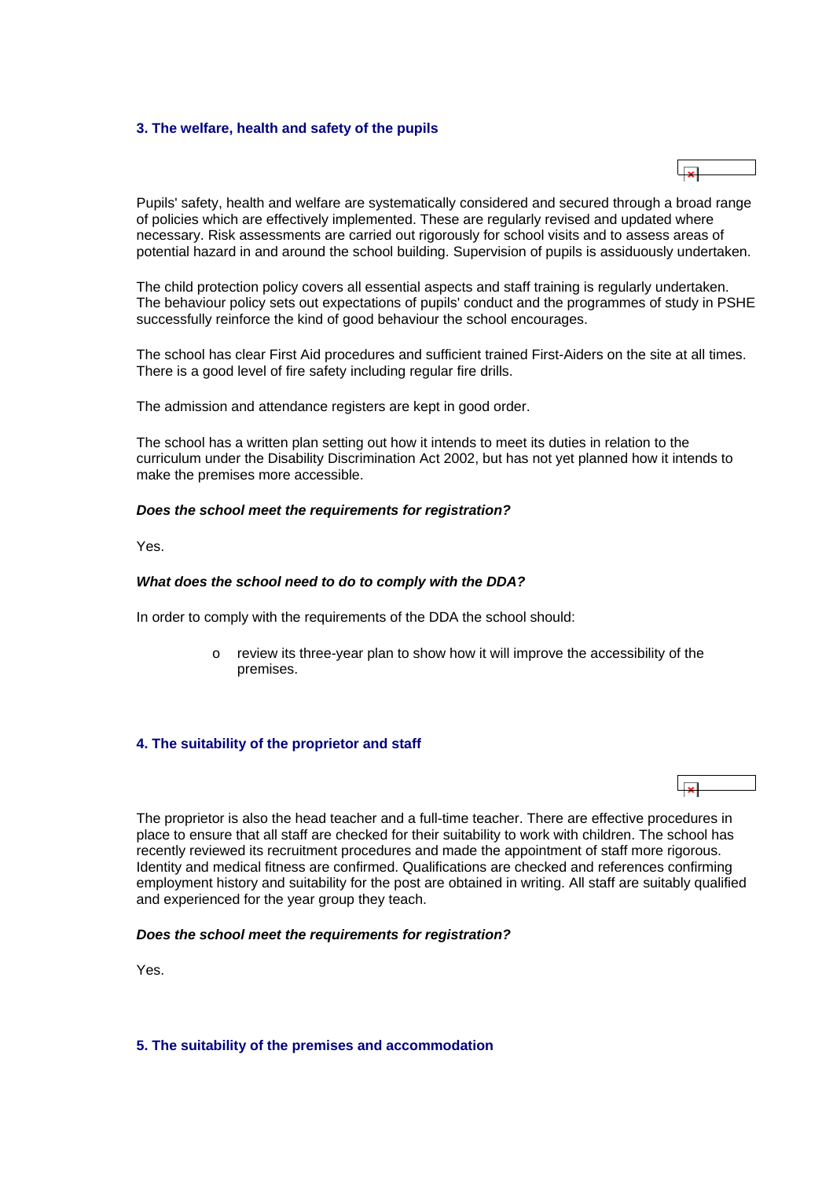### 3. The welfare, health and safety of the pupils

Pupils' safety, health and welfare are systematically considered and secured through a broad range of policies which are effectively implemented. These are regularly revised and updated where necessary. Risk assessments are carried out rigorously for school visits and to assess areas of potential hazard in and around the school building. Supervision of pupils is assiduously undertaken.

The child protection policy covers all essential aspects and staff training is regularly undertaken. The behaviour policy sets out expectations of pupils' conduct and the programmes of study in PSHE successfully reinforce the kind of good behaviour the school encourages.

The school has clear First Aid procedures and sufficient trained First-Aiders on the site at all times. There is a good level of fire safety including regular fire drills.

The admission and attendance registers are kept in good order.

The school has a written plan setting out how it intends to meet its duties in relation to the curriculum under the Disability Discrimination Act 2002, but has not yet planned how it intends to make the premises more accessible.

***Does the school meet the requirements for registration?***

Yes.

***What does the school need to do to comply with the DDA?***

In order to comply with the requirements of the DDA the school should:

- review its three-year plan to show how it will improve the accessibility of the premises.

### 4. The suitability of the proprietor and staff

The proprietor is also the head teacher and a full-time teacher. There are effective procedures in place to ensure that all staff are checked for their suitability to work with children. The school has recently reviewed its recruitment procedures and made the appointment of staff more rigorous. Identity and medical fitness are confirmed. Qualifications are checked and references confirming employment history and suitability for the post are obtained in writing. All staff are suitably qualified and experienced for the year group they teach.

***Does the school meet the requirements for registration?***

Yes.

### 5. The suitability of the premises and accommodation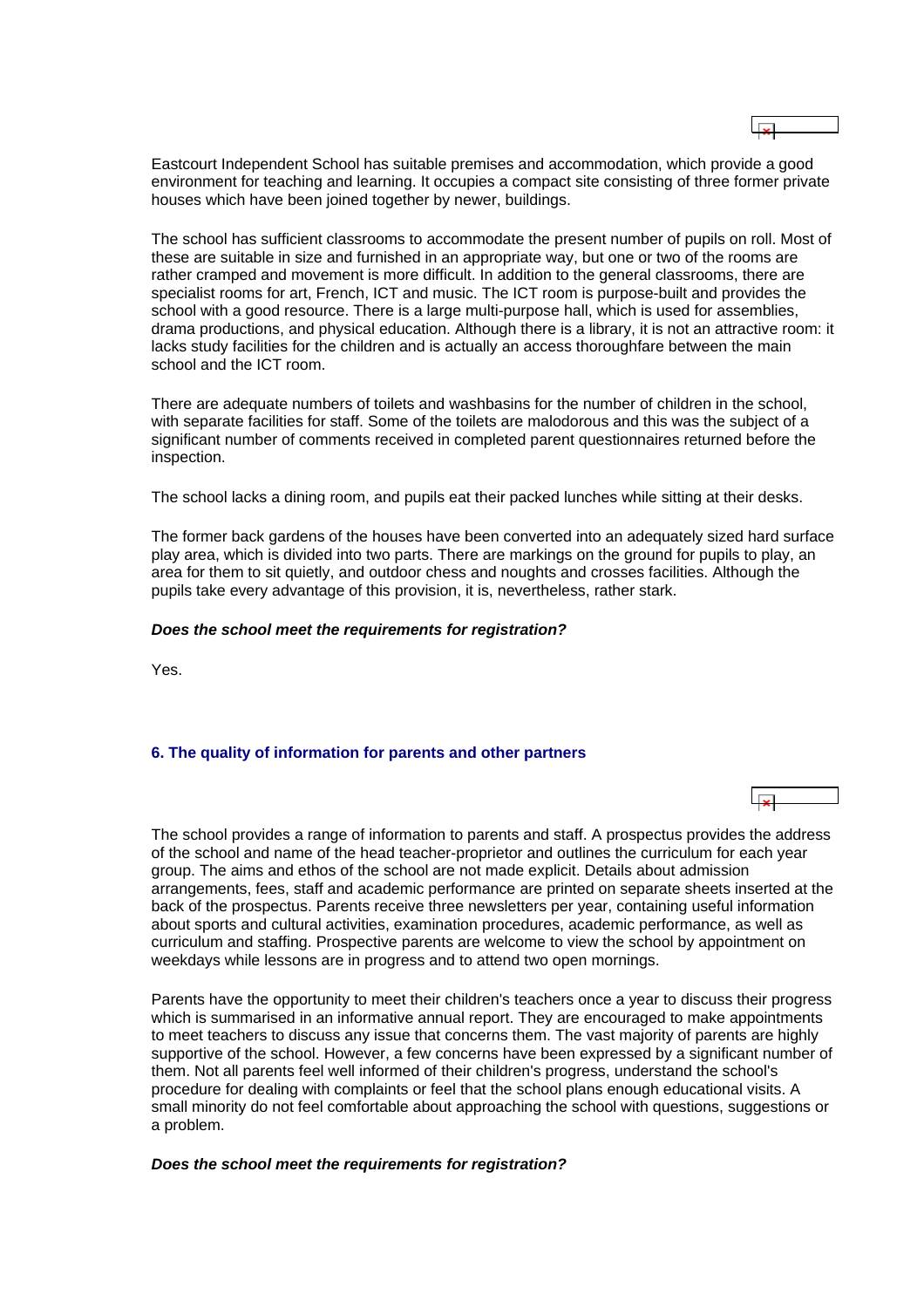Eastcourt Independent School has suitable premises and accommodation, which provide a good environment for teaching and learning. It occupies a compact site consisting of three former private houses which have been joined together by newer, buildings.

The school has sufficient classrooms to accommodate the present number of pupils on roll. Most of these are suitable in size and furnished in an appropriate way, but one or two of the rooms are rather cramped and movement is more difficult. In addition to the general classrooms, there are specialist rooms for art, French, ICT and music. The ICT room is purpose-built and provides the school with a good resource. There is a large multi-purpose hall, which is used for assemblies, drama productions, and physical education. Although there is a library, it is not an attractive room: it lacks study facilities for the children and is actually an access thoroughfare between the main school and the ICT room.

There are adequate numbers of toilets and washbasins for the number of children in the school, with separate facilities for staff. Some of the toilets are malodorous and this was the subject of a significant number of comments received in completed parent questionnaires returned before the inspection.

The school lacks a dining room, and pupils eat their packed lunches while sitting at their desks.

The former back gardens of the houses have been converted into an adequately sized hard surface play area, which is divided into two parts. There are markings on the ground for pupils to play, an area for them to sit quietly, and outdoor chess and noughts and crosses facilities. Although the pupils take every advantage of this provision, it is, nevertheless, rather stark.

***Does the school meet the requirements for registration?***

Yes.

## 6. The quality of information for parents and other partners

The school provides a range of information to parents and staff. A prospectus provides the address of the school and name of the head teacher-proprietor and outlines the curriculum for each year group. The aims and ethos of the school are not made explicit. Details about admission arrangements, fees, staff and academic performance are printed on separate sheets inserted at the back of the prospectus. Parents receive three newsletters per year, containing useful information about sports and cultural activities, examination procedures, academic performance, as well as curriculum and staffing. Prospective parents are welcome to view the school by appointment on weekdays while lessons are in progress and to attend two open mornings.

Parents have the opportunity to meet their children's teachers once a year to discuss their progress which is summarised in an informative annual report. They are encouraged to make appointments to meet teachers to discuss any issue that concerns them. The vast majority of parents are highly supportive of the school. However, a few concerns have been expressed by a significant number of them. Not all parents feel well informed of their children's progress, understand the school's procedure for dealing with complaints or feel that the school plans enough educational visits. A small minority do not feel comfortable about approaching the school with questions, suggestions or a problem.

***Does the school meet the requirements for registration?***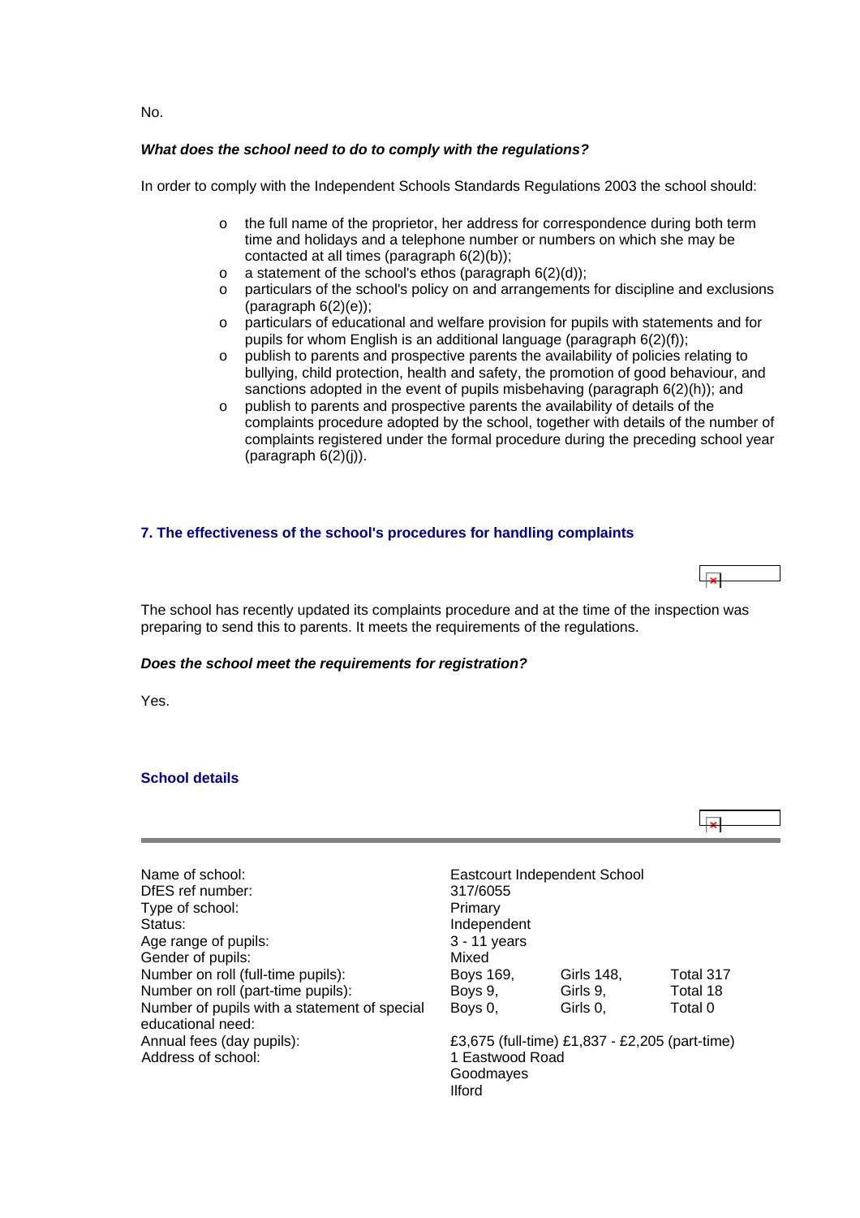No.

***What does the school need to do to comply with the regulations?***

In order to comply with the Independent Schools Standards Regulations 2003 the school should:

- the full name of the proprietor, her address for correspondence during both term time and holidays and a telephone number or numbers on which she may be contacted at all times (paragraph 6(2)(b));
- a statement of the school's ethos (paragraph 6(2)(d));
- particulars of the school's policy on and arrangements for discipline and exclusions (paragraph 6(2)(e));
- particulars of educational and welfare provision for pupils with statements and for pupils for whom English is an additional language (paragraph 6(2)(f));
- publish to parents and prospective parents the availability of policies relating to bullying, child protection, health and safety, the promotion of good behaviour, and sanctions adopted in the event of pupils misbehaving (paragraph 6(2)(h)); and
- publish to parents and prospective parents the availability of details of the complaints procedure adopted by the school, together with details of the number of complaints registered under the formal procedure during the preceding school year (paragraph 6(2)(j)).

## 7. The effectiveness of the school's procedures for handling complaints

The school has recently updated its complaints procedure and at the time of the inspection was preparing to send this to parents. It meets the requirements of the regulations.

***Does the school meet the requirements for registration?***

Yes.

## School details

| | | | |
|---|---|---|---|
| Name of school: | Eastcourt Independent School | | |
| DfES ref number: | 317/6055 | | |
| Type of school: | Primary | | |
| Status: | Independent | | |
| Age range of pupils: | 3 - 11 years | | |
| Gender of pupils: | Mixed | | |
| Number on roll (full-time pupils): | Boys 169, | Girls 148, | Total 317 |
| Number on roll (part-time pupils): | Boys 9, | Girls 9, | Total 18 |
| Number of pupils with a statement of special educational need: | Boys 0, | Girls 0, | Total 0 |
| Annual fees (day pupils): | £3,675 (full-time) £1,837 - £2,205 (part-time) | | |
| Address of school: | 1 Eastwood Road<br>Goodmayes<br>Ilford | | |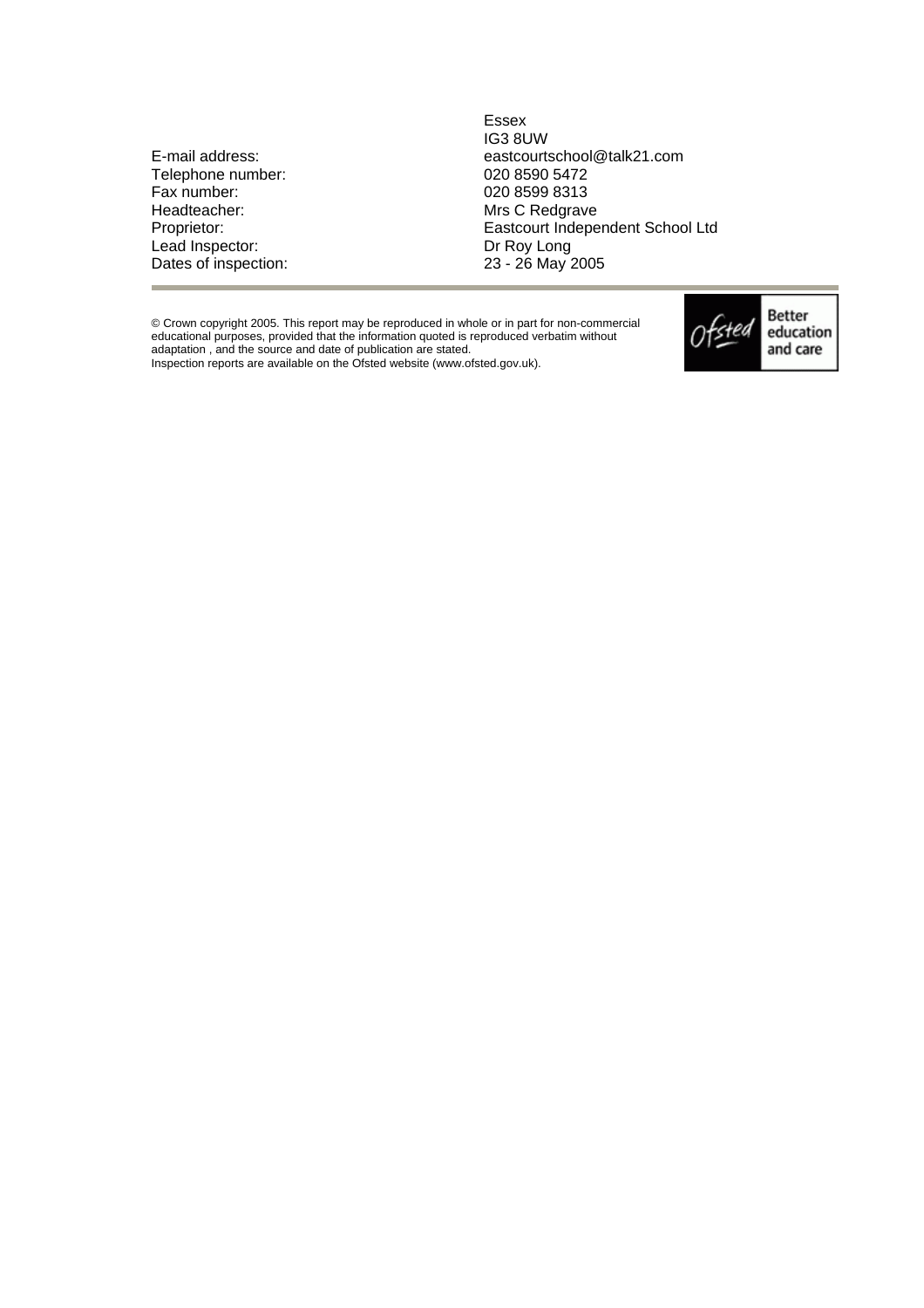| | |
|---|---|
| | Essex |
| | IG3 8UW |
| E-mail address: | eastcourtschool@talk21.com |
| Telephone number: | 020 8590 5472 |
| Fax number: | 020 8599 8313 |
| Headteacher: | Mrs C Redgrave |
| Proprietor: | Eastcourt Independent School Ltd |
| Lead Inspector: | Dr Roy Long |
| Dates of inspection: | 23 - 26 May 2005 |

© Crown copyright 2005. This report may be reproduced in whole or in part for non-commercial educational purposes, provided that the information quoted is reproduced verbatim without adaptation , and the source and date of publication are stated.
Inspection reports are available on the Ofsted website (www.ofsted.gov.uk).

Ofsted Better education and care